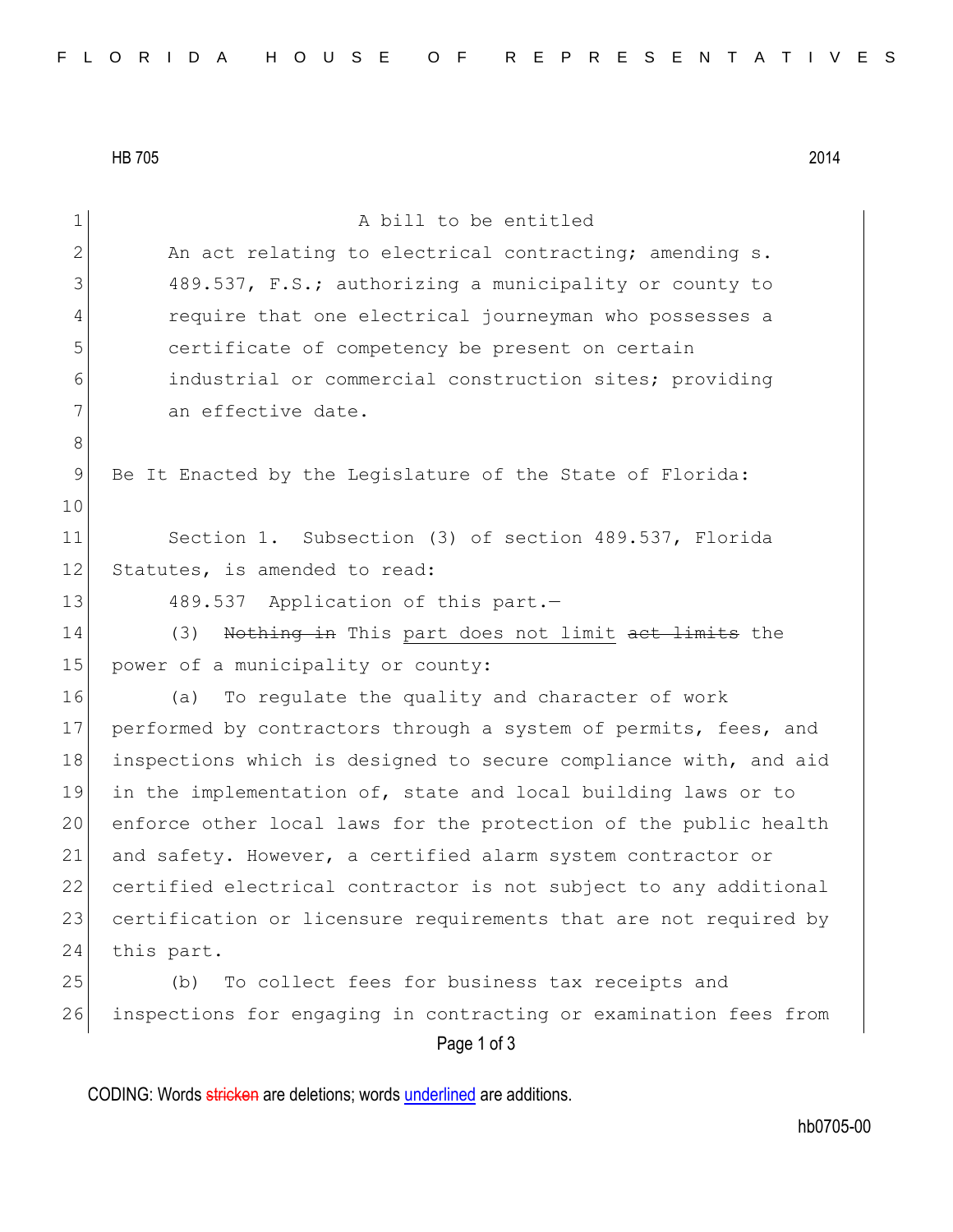HB 705 2014

A bill to be entitled

An act relating to electrical contracting; amending s. 489.537, F.S.; authorizing a municipality or county to require that one electrical journeyman who possesses a certificate of competency be present on certain industrial or commercial construction sites; providing an effective date.

Be It Enacted by the Legislature of the State of Florida:

Section 1. Subsection (3) of section 489.537, Florida Statutes, is amended to read:

489.537 Application of this part.—

(3) ~~Nothing in~~ This <u>part does not limit</u> ~~act limits~~ the power of a municipality or county:

(a) To regulate the quality and character of work performed by contractors through a system of permits, fees, and inspections which is designed to secure compliance with, and aid in the implementation of, state and local building laws or to enforce other local laws for the protection of the public health and safety. However, a certified alarm system contractor or certified electrical contractor is not subject to any additional certification or licensure requirements that are not required by this part.

(b) To collect fees for business tax receipts and inspections for engaging in contracting or examination fees from

CODING: Words ~~stricken~~ are deletions; words <u>underlined</u> are additions.

hb0705-00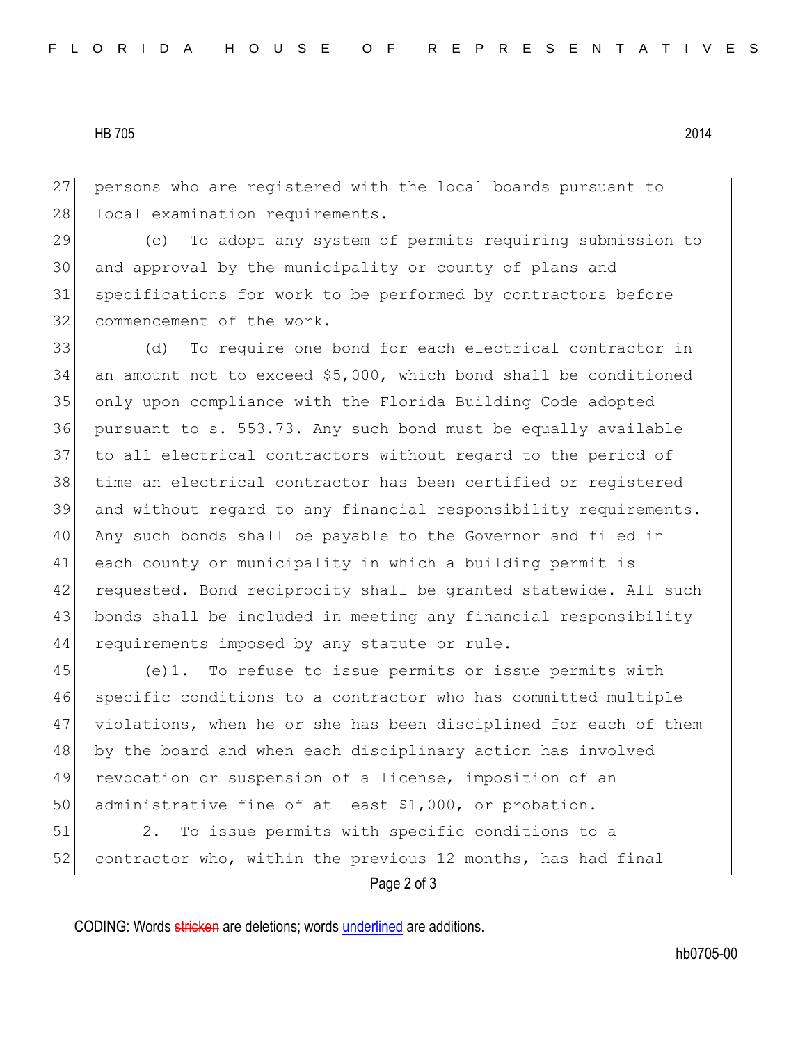persons who are registered with the local boards pursuant to local examination requirements.

(c) To adopt any system of permits requiring submission to and approval by the municipality or county of plans and specifications for work to be performed by contractors before commencement of the work.

(d) To require one bond for each electrical contractor in an amount not to exceed $5,000, which bond shall be conditioned only upon compliance with the Florida Building Code adopted pursuant to s. 553.73. Any such bond must be equally available to all electrical contractors without regard to the period of time an electrical contractor has been certified or registered and without regard to any financial responsibility requirements. Any such bonds shall be payable to the Governor and filed in each county or municipality in which a building permit is requested. Bond reciprocity shall be granted statewide. All such bonds shall be included in meeting any financial responsibility requirements imposed by any statute or rule.

(e)1. To refuse to issue permits or issue permits with specific conditions to a contractor who has committed multiple violations, when he or she has been disciplined for each of them by the board and when each disciplinary action has involved revocation or suspension of a license, imposition of an administrative fine of at least $1,000, or probation.

2. To issue permits with specific conditions to a contractor who, within the previous 12 months, has had final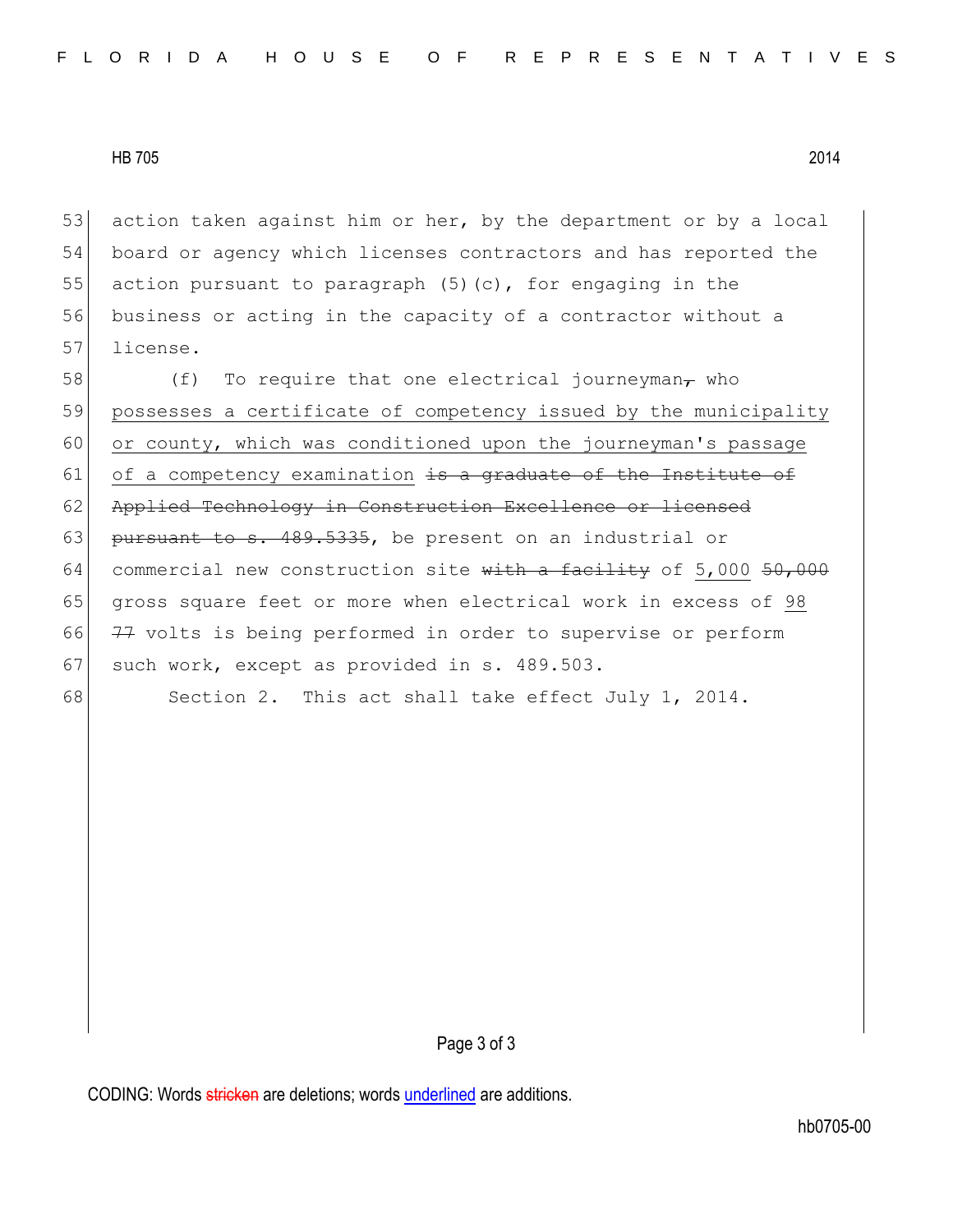53 action taken against him or her, by the department or by a local
54 board or agency which licenses contractors and has reported the
55 action pursuant to paragraph (5)(c), for engaging in the
56 business or acting in the capacity of a contractor without a
57 license.

58 (f) To require that one electrical journeyman~~,~~ who
59 possesses a certificate of competency issued by the municipality
60 or county, which was conditioned upon the journeyman's passage
61 of a competency examination ~~is a graduate of the Institute of~~
62 ~~Applied Technology in Construction Excellence or licensed~~
63 ~~pursuant to s. 489.5335~~, be present on an industrial or
64 commercial new construction site ~~with a facility~~ of 5,000 ~~50,000~~
65 gross square feet or more when electrical work in excess of 98
66 ~~77~~ volts is being performed in order to supervise or perform
67 such work, except as provided in s. 489.503.

68 Section 2. This act shall take effect July 1, 2014.

CODING: Words ~~stricken~~ are deletions; words underlined are additions.